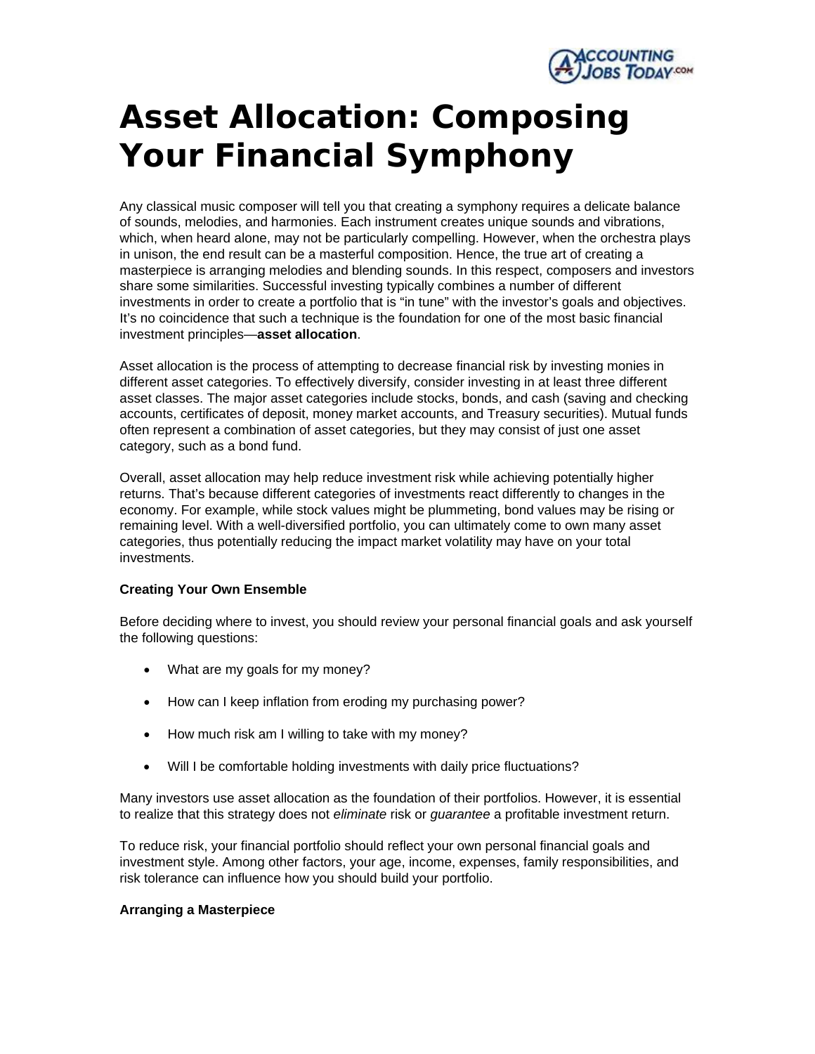# Asset Allocation: Composing Your Financial Symphony

Any classical music composer will tell you that creating a symphony requires a delicate balance of sounds, melodies, and harmonies. Each instrument creates unique sounds and vibrations, which, when heard alone, may not be particularly compelling. However, when the orchestra plays in unison, the end result can be a masterful composition. Hence, the true art of creating a masterpiece is arranging melodies and blending sounds. In this respect, composers and investors share some similarities. Successful investing typically combines a number of different investments in order to create a portfolio that is "in tune" with the investor's goals and objectives. It's no coincidence that such a technique is the foundation for one of the most basic financial investment principles—**asset allocation**.

Asset allocation is the process of attempting to decrease financial risk by investing monies in different asset categories. To effectively diversify, consider investing in at least three different asset classes. The major asset categories include stocks, bonds, and cash (saving and checking accounts, certificates of deposit, money market accounts, and Treasury securities). Mutual funds often represent a combination of asset categories, but they may consist of just one asset category, such as a bond fund.

Overall, asset allocation may help reduce investment risk while achieving potentially higher returns. That's because different categories of investments react differently to changes in the economy. For example, while stock values might be plummeting, bond values may be rising or remaining level. With a well-diversified portfolio, you can ultimately come to own many asset categories, thus potentially reducing the impact market volatility may have on your total investments.

**Creating Your Own Ensemble**

Before deciding where to invest, you should review your personal financial goals and ask yourself the following questions:

- What are my goals for my money?
- How can I keep inflation from eroding my purchasing power?
- How much risk am I willing to take with my money?
- Will I be comfortable holding investments with daily price fluctuations?

Many investors use asset allocation as the foundation of their portfolios. However, it is essential to realize that this strategy does not *eliminate* risk or *guarantee* a profitable investment return.

To reduce risk, your financial portfolio should reflect your own personal financial goals and investment style. Among other factors, your age, income, expenses, family responsibilities, and risk tolerance can influence how you should build your portfolio.

**Arranging a Masterpiece**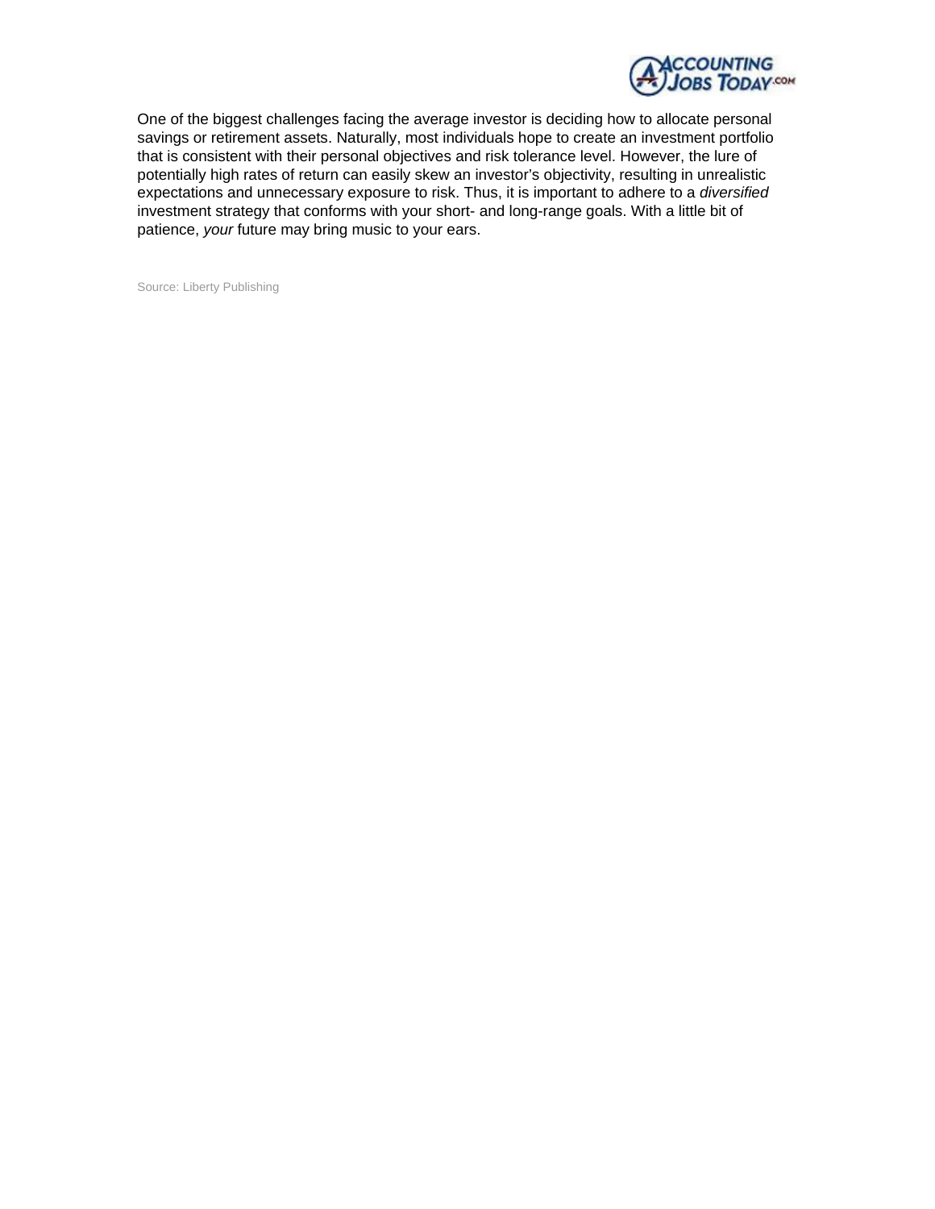One of the biggest challenges facing the average investor is deciding how to allocate personal savings or retirement assets. Naturally, most individuals hope to create an investment portfolio that is consistent with their personal objectives and risk tolerance level. However, the lure of potentially high rates of return can easily skew an investor's objectivity, resulting in unrealistic expectations and unnecessary exposure to risk. Thus, it is important to adhere to a *diversified* investment strategy that conforms with your short- and long-range goals. With a little bit of patience, *your* future may bring music to your ears.

Source: Liberty Publishing